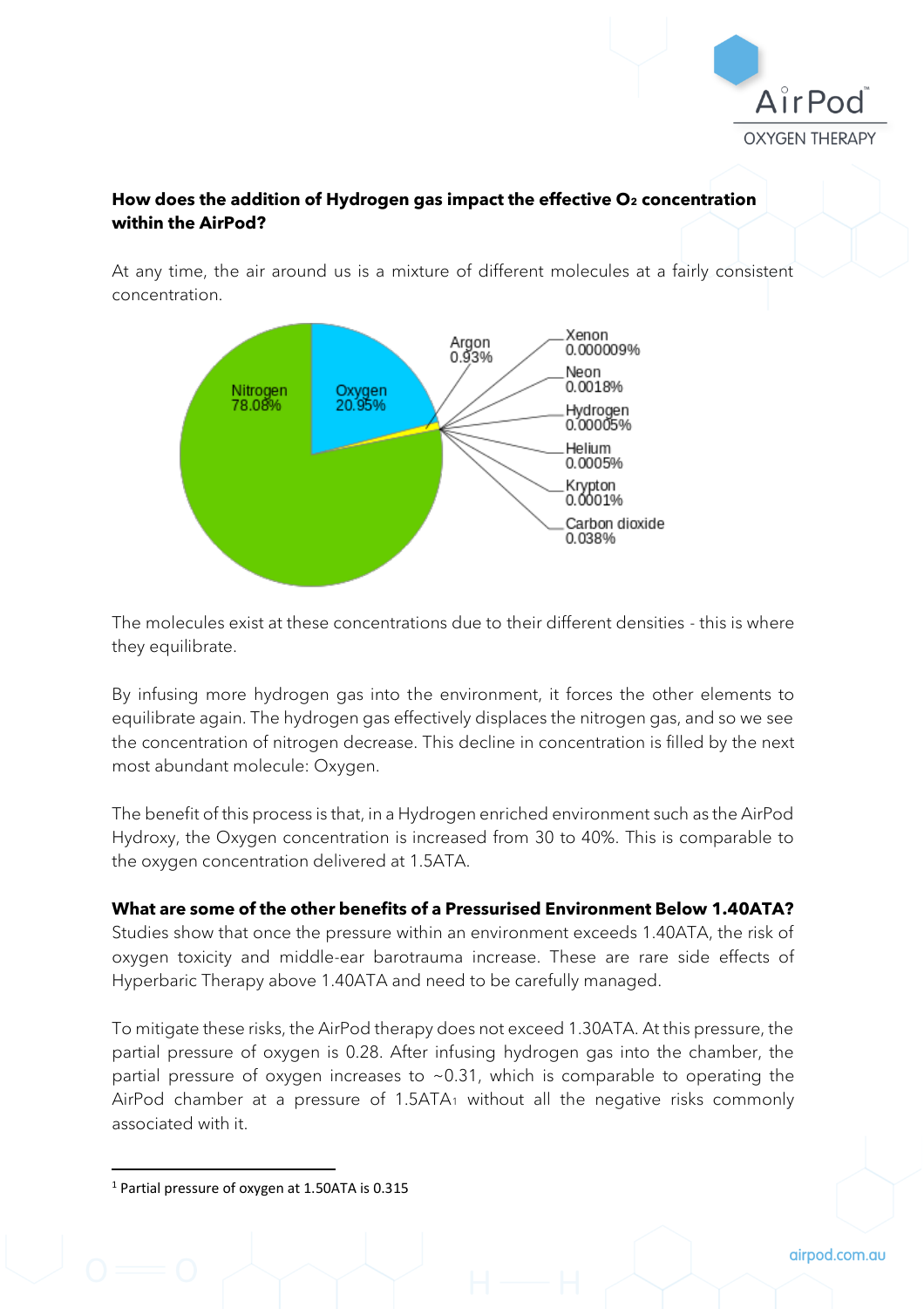**How does the addition of Hydrogen gas impact the effective $O_2$ concentration within the AirPod?**

At any time, the air around us is a mixture of different molecules at a fairly consistent concentration.

Nitrogen 78.08%
Oxygen 20.95%
Argon 0.93%
Xenon 0.000009%
Neon 0.0018%
Hydrogen 0.00005%
Helium 0.0005%
Krypton 0.0001%
Carbon dioxide 0.038%

The molecules exist at these concentrations due to their different densities - this is where they equilibrate.

By infusing more hydrogen gas into the environment, it forces the other elements to equilibrate again. The hydrogen gas effectively displaces the nitrogen gas, and so we see the concentration of nitrogen decrease. This decline in concentration is filled by the next most abundant molecule: Oxygen.

The benefit of this process is that, in a Hydrogen enriched environment such as the AirPod Hydroxy, the Oxygen concentration is increased from 30 to 40%. This is comparable to the oxygen concentration delivered at 1.5ATA.

**What are some of the other benefits of a Pressurised Environment Below 1.40ATA?**

Studies show that once the pressure within an environment exceeds 1.40ATA, the risk of oxygen toxicity and middle-ear barotrauma increase. These are rare side effects of Hyperbaric Therapy above 1.40ATA and need to be carefully managed.

To mitigate these risks, the AirPod therapy does not exceed 1.30ATA. At this pressure, the partial pressure of oxygen is 0.28. After infusing hydrogen gas into the chamber, the partial pressure of oxygen increases to ~0.31, which is comparable to operating the AirPod chamber at a pressure of 1.5ATA[1] without all the negative risks commonly associated with it.

[1] Partial pressure of oxygen at 1.50ATA is 0.315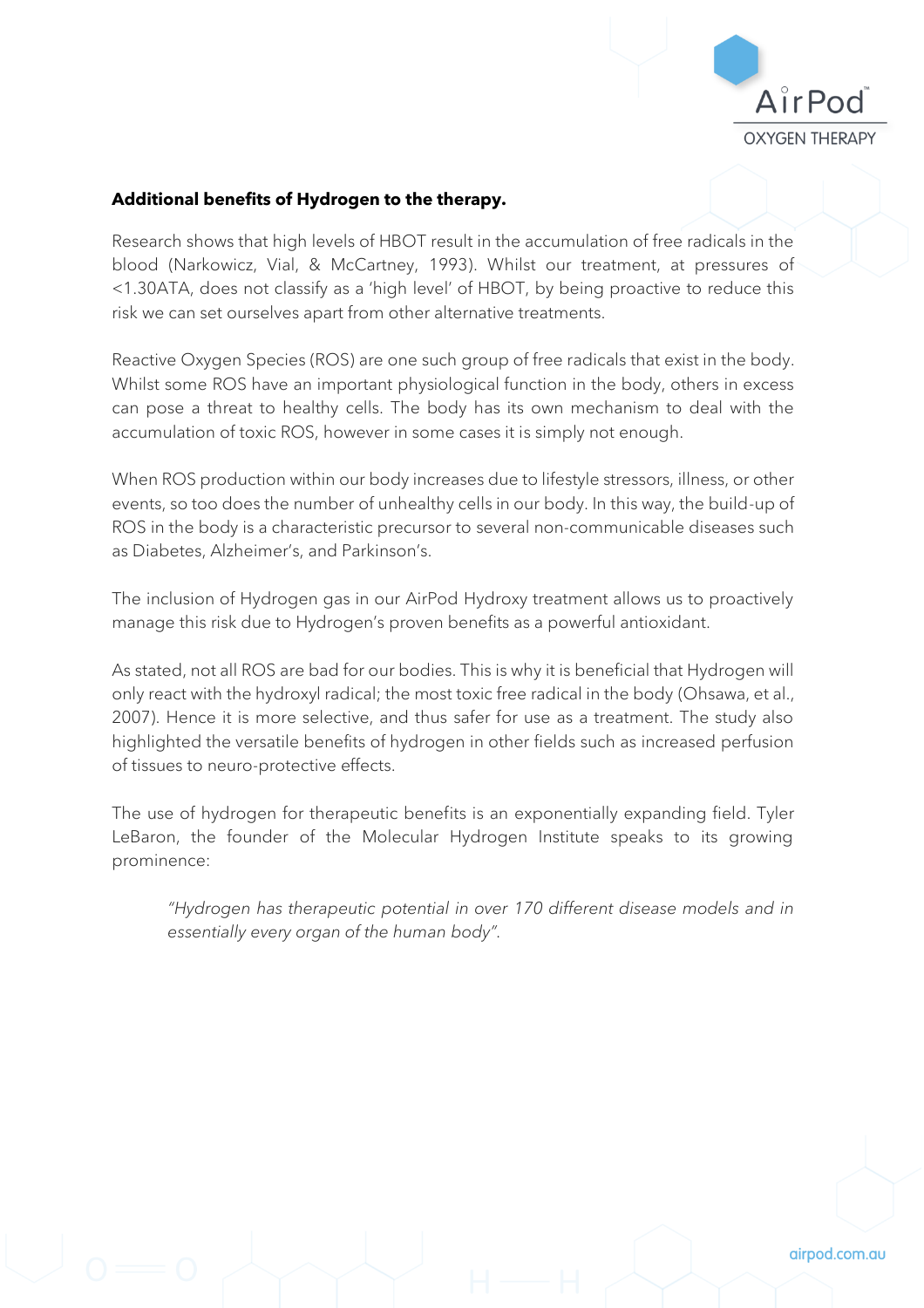**Additional benefits of Hydrogen to the therapy.**

Research shows that high levels of HBOT result in the accumulation of free radicals in the blood (Narkowicz, Vial, & McCartney, 1993). Whilst our treatment, at pressures of <1.30ATA, does not classify as a 'high level' of HBOT, by being proactive to reduce this risk we can set ourselves apart from other alternative treatments.

Reactive Oxygen Species (ROS) are one such group of free radicals that exist in the body. Whilst some ROS have an important physiological function in the body, others in excess can pose a threat to healthy cells. The body has its own mechanism to deal with the accumulation of toxic ROS, however in some cases it is simply not enough.

When ROS production within our body increases due to lifestyle stressors, illness, or other events, so too does the number of unhealthy cells in our body. In this way, the build-up of ROS in the body is a characteristic precursor to several non-communicable diseases such as Diabetes, Alzheimer's, and Parkinson's.

The inclusion of Hydrogen gas in our AirPod Hydroxy treatment allows us to proactively manage this risk due to Hydrogen's proven benefits as a powerful antioxidant.

As stated, not all ROS are bad for our bodies. This is why it is beneficial that Hydrogen will only react with the hydroxyl radical; the most toxic free radical in the body (Ohsawa, et al., 2007). Hence it is more selective, and thus safer for use as a treatment. The study also highlighted the versatile benefits of hydrogen in other fields such as increased perfusion of tissues to neuro-protective effects.

The use of hydrogen for therapeutic benefits is an exponentially expanding field. Tyler LeBaron, the founder of the Molecular Hydrogen Institute speaks to its growing prominence:

> *"Hydrogen has therapeutic potential in over 170 different disease models and in essentially every organ of the human body".*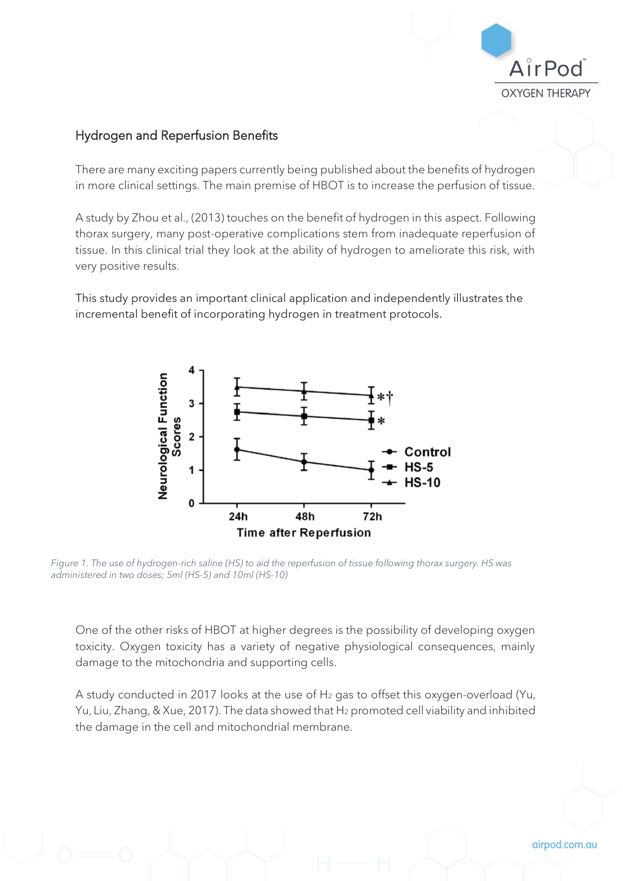## Hydrogen and Reperfusion Benefits

There are many exciting papers currently being published about the benefits of hydrogen in more clinical settings. The main premise of HBOT is to increase the perfusion of tissue.

A study by Zhou et al., (2013) touches on the benefit of hydrogen in this aspect. Following thorax surgery, many post-operative complications stem from inadequate reperfusion of tissue. In this clinical trial they look at the ability of hydrogen to ameliorate this risk, with very positive results.

This study provides an important clinical application and independently illustrates the incremental benefit of incorporating hydrogen in treatment protocols.

*Figure 1. The use of hydrogen-rich saline (HS) to aid the reperfusion of tissue following thorax surgery. HS was administered in two doses; 5ml (HS-5) and 10ml (HS-10)*

One of the other risks of HBOT at higher degrees is the possibility of developing oxygen toxicity. Oxygen toxicity has a variety of negative physiological consequences, mainly damage to the mitochondria and supporting cells.

A study conducted in 2017 looks at the use of $H_2$ gas to offset this oxygen-overload (Yu, Yu, Liu, Zhang, & Xue, 2017). The data showed that $H_2$ promoted cell viability and inhibited the damage in the cell and mitochondrial membrane.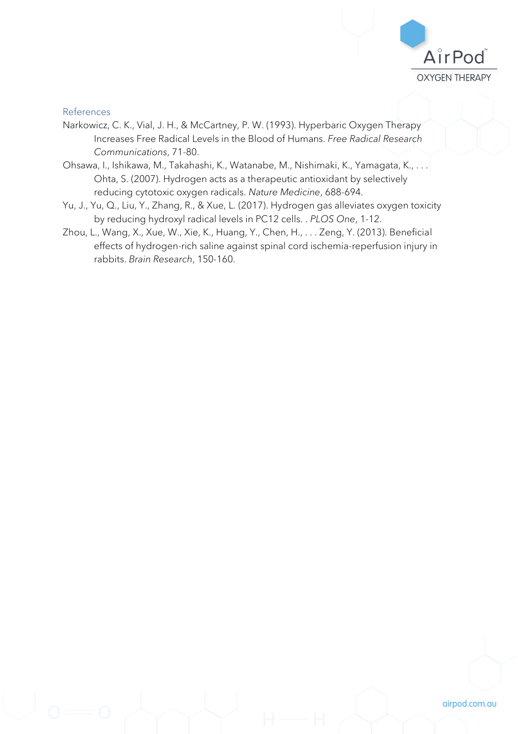## References

Narkowicz, C. K., Vial, J. H., & McCartney, P. W. (1993). Hyperbaric Oxygen Therapy Increases Free Radical Levels in the Blood of Humans. *Free Radical Research Communications*, 71-80.

Ohsawa, I., Ishikawa, M., Takahashi, K., Watanabe, M., Nishimaki, K., Yamagata, K., . . . Ohta, S. (2007). Hydrogen acts as a therapeutic antioxidant by selectively reducing cytotoxic oxygen radicals. *Nature Medicine*, 688-694.

Yu, J., Yu, Q., Liu, Y., Zhang, R., & Xue, L. (2017). Hydrogen gas alleviates oxygen toxicity by reducing hydroxyl radical levels in PC12 cells. . *PLOS One*, 1-12.

Zhou, L., Wang, X., Xue, W., Xie, K., Huang, Y., Chen, H., . . . Zeng, Y. (2013). Beneficial effects of hydrogen-rich saline against spinal cord ischemia-reperfusion injury in rabbits. *Brain Research*, 150-160.